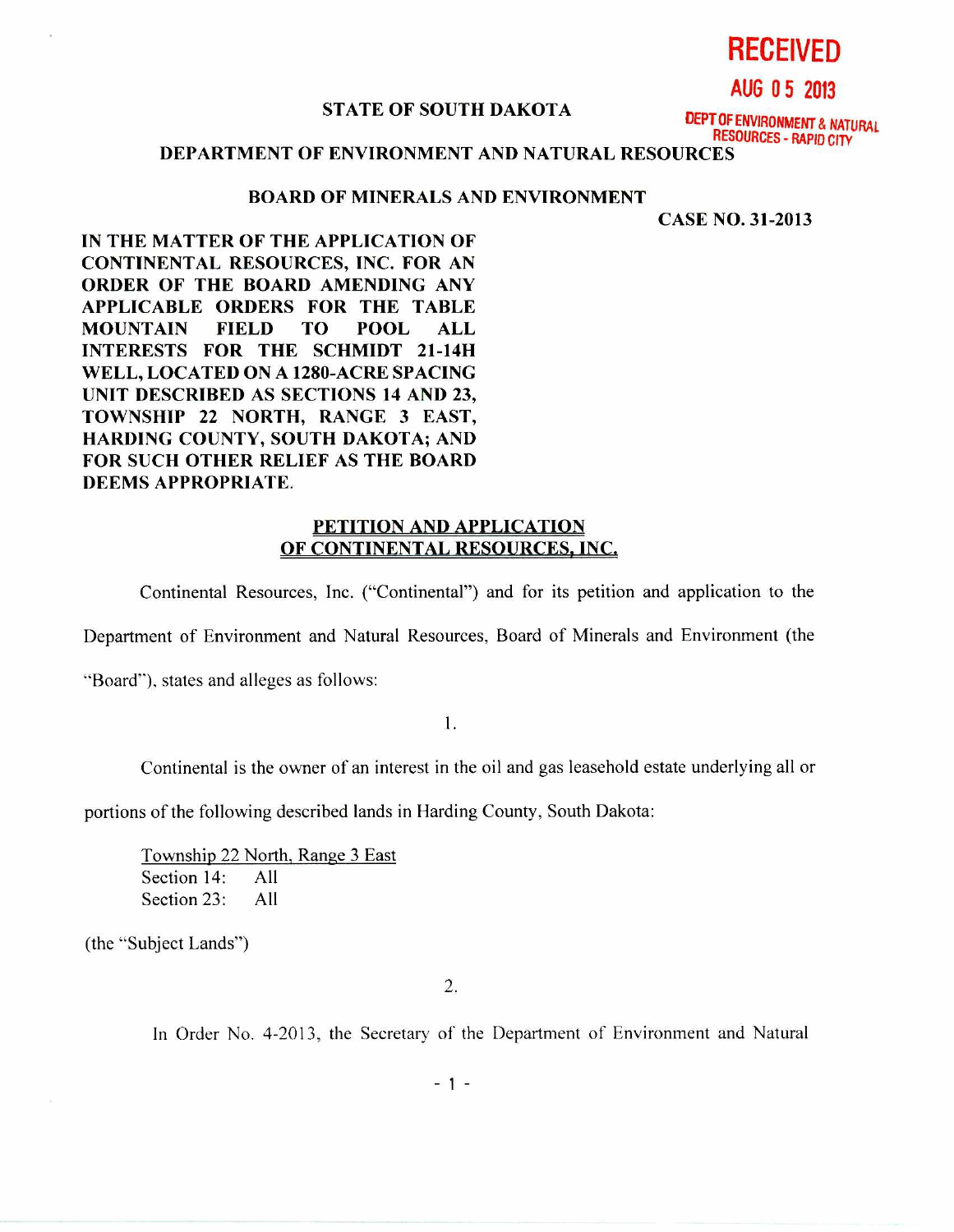**RECEIVED**

**AUG 05 2013**

**DEPT OF ENVIRONMENT & NATURAL RESOURCES - RAPID CITY**

**STATE OF SOUTH DAKOTA**

**DEPARTMENT OF ENVIRONMENT AND NATURAL RESOURCES**

**BOARD OF MINERALS AND ENVIRONMENT**

**CASE NO. 31-2013**

**IN THE MATTER OF THE APPLICATION OF CONTINENTAL RESOURCES, INC. FOR AN ORDER OF THE BOARD AMENDING ANY APPLICABLE ORDERS FOR THE TABLE MOUNTAIN FIELD TO POOL ALL INTERESTS FOR THE SCHMIDT 21-14H WELL, LOCATED ON A 1280-ACRE SPACING UNIT DESCRIBED AS SECTIONS 14 AND 23, TOWNSHIP 22 NORTH, RANGE 3 EAST, HARDING COUNTY, SOUTH DAKOTA; AND FOR SUCH OTHER RELIEF AS THE BOARD DEEMS APPROPRIATE.**

## PETITION AND APPLICATION OF CONTINENTAL RESOURCES, INC.

Continental Resources, Inc. ("Continental") and for its petition and application to the Department of Environment and Natural Resources, Board of Minerals and Environment (the "Board"), states and alleges as follows:

1.

Continental is the owner of an interest in the oil and gas leasehold estate underlying all or portions of the following described lands in Harding County, South Dakota:

Township 22 North, Range 3 East
Section 14: All
Section 23: All

(the "Subject Lands")

2.

In Order No. 4-2013, the Secretary of the Department of Environment and Natural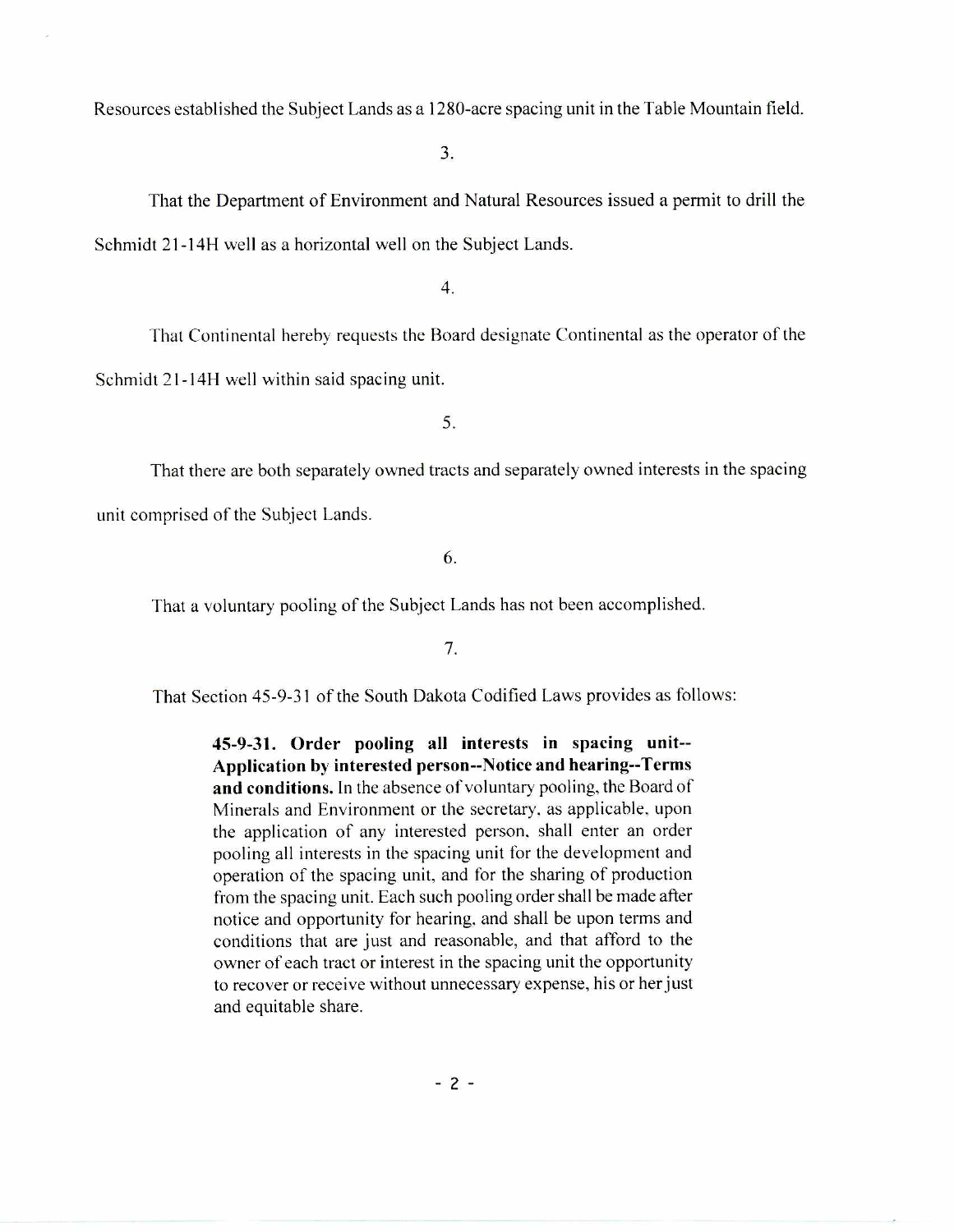Resources established the Subject Lands as a 1280-acre spacing unit in the Table Mountain field.

3.

That the Department of Environment and Natural Resources issued a permit to drill the Schmidt 21-14H well as a horizontal well on the Subject Lands.

4.

That Continental hereby requests the Board designate Continental as the operator of the Schmidt 21-14H well within said spacing unit.

5.

That there are both separately owned tracts and separately owned interests in the spacing unit comprised of the Subject Lands.

6.

That a voluntary pooling of the Subject Lands has not been accomplished.

7.

That Section 45-9-31 of the South Dakota Codified Laws provides as follows:

> **45-9-31. Order pooling all interests in spacing unit--Application by interested person--Notice and hearing--Terms and conditions.** In the absence of voluntary pooling, the Board of Minerals and Environment or the secretary, as applicable, upon the application of any interested person, shall enter an order pooling all interests in the spacing unit for the development and operation of the spacing unit, and for the sharing of production from the spacing unit. Each such pooling order shall be made after notice and opportunity for hearing, and shall be upon terms and conditions that are just and reasonable, and that afford to the owner of each tract or interest in the spacing unit the opportunity to recover or receive without unnecessary expense, his or her just and equitable share.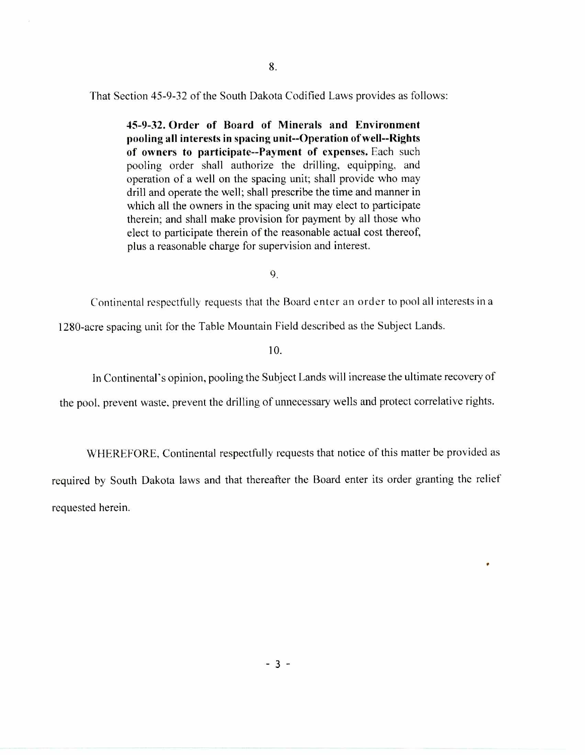8.

That Section 45-9-32 of the South Dakota Codified Laws provides as follows:

> **45-9-32. Order of Board of Minerals and Environment pooling all interests in spacing unit--Operation of well--Rights of owners to participate--Payment of expenses.** Each such pooling order shall authorize the drilling, equipping, and operation of a well on the spacing unit; shall provide who may drill and operate the well; shall prescribe the time and manner in which all the owners in the spacing unit may elect to participate therein; and shall make provision for payment by all those who elect to participate therein of the reasonable actual cost thereof, plus a reasonable charge for supervision and interest.

9.

Continental respectfully requests that the Board enter an order to pool all interests in a 1280-acre spacing unit for the Table Mountain Field described as the Subject Lands.

10.

In Continental's opinion, pooling the Subject Lands will increase the ultimate recovery of the pool, prevent waste, prevent the drilling of unnecessary wells and protect correlative rights.

WHEREFORE, Continental respectfully requests that notice of this matter be provided as required by South Dakota laws and that thereafter the Board enter its order granting the relief requested herein.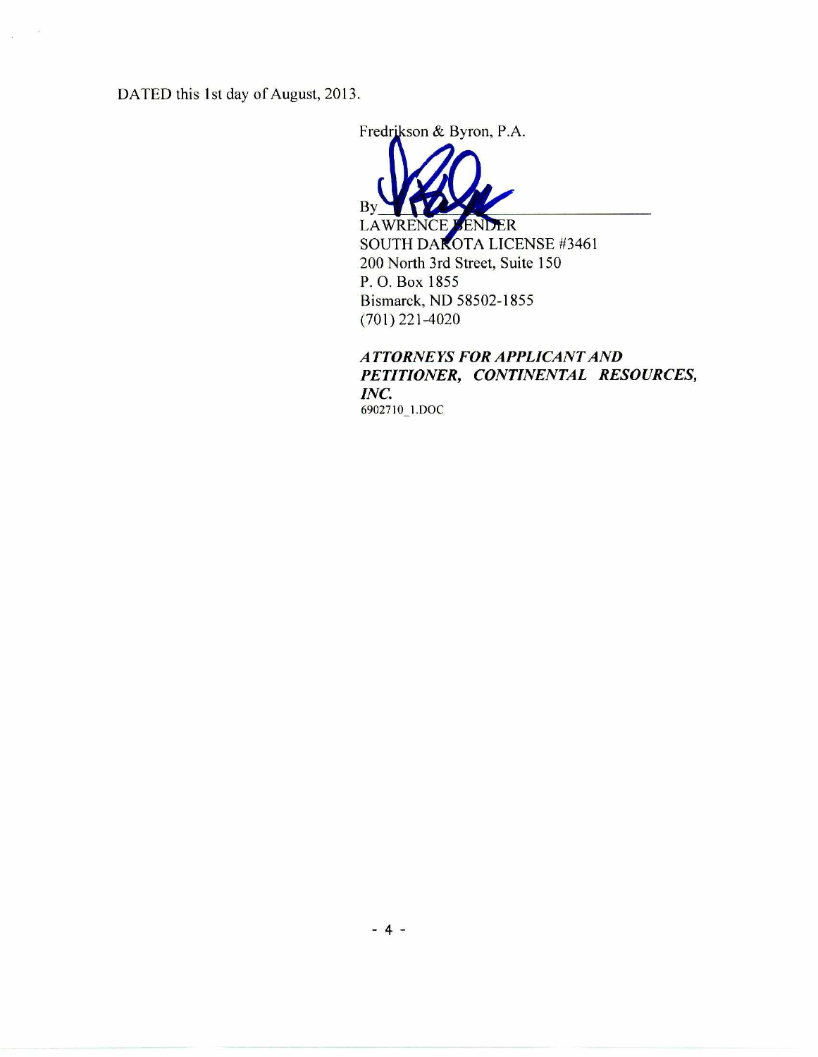DATED this 1st day of August, 2013.

Fredrikson & Byron, P.A.

By______________________

LAWRENCE BENDER
SOUTH DAKOTA LICENSE #3461
200 North 3rd Street, Suite 150
P. O. Box 1855
Bismarck, ND 58502-1855
(701) 221-4020

***ATTORNEYS FOR APPLICANT AND PETITIONER, CONTINENTAL RESOURCES, INC.***

6902710_1.DOC